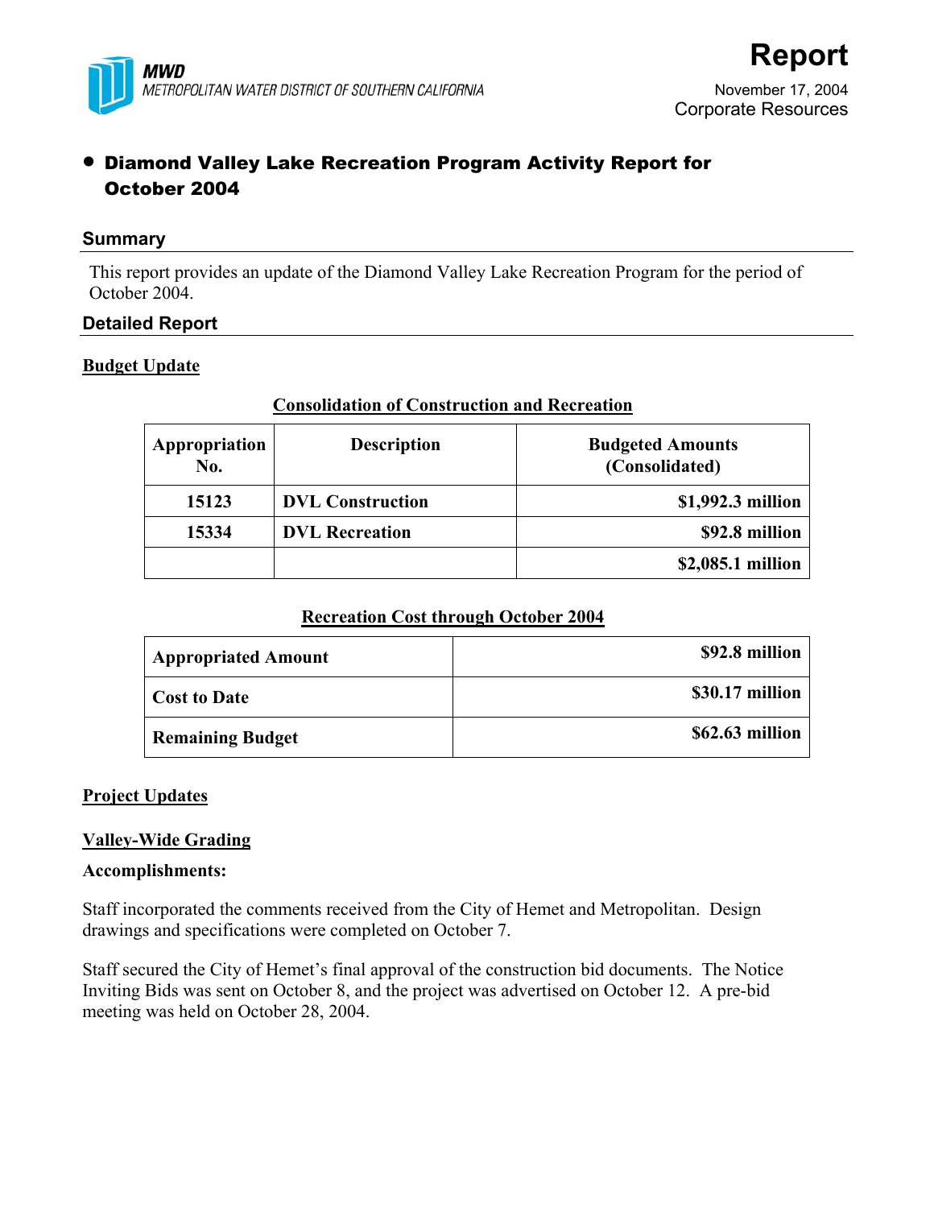**MWD**
METROPOLITAN WATER DISTRICT OF SOUTHERN CALIFORNIA

# Report

November 17, 2004
Corporate Resources

## • Diamond Valley Lake Recreation Program Activity Report for October 2004

### Summary

This report provides an update of the Diamond Valley Lake Recreation Program for the period of October 2004.

### Detailed Report

**Budget Update**

**Consolidation of Construction and Recreation**

| Appropriation No. | Description | Budgeted Amounts (Consolidated) |
|---|---|---|
| 15123 | DVL Construction | $1,992.3 million |
| 15334 | DVL Recreation | $92.8 million |
| | | $2,085.1 million |

**Recreation Cost through October 2004**

| | |
|---|---|
| Appropriated Amount | $92.8 million |
| Cost to Date | $30.17 million |
| Remaining Budget | $62.63 million |

**Project Updates**

**Valley-Wide Grading**

**Accomplishments:**

Staff incorporated the comments received from the City of Hemet and Metropolitan. Design drawings and specifications were completed on October 7.

Staff secured the City of Hemet's final approval of the construction bid documents. The Notice Inviting Bids was sent on October 8, and the project was advertised on October 12. A pre-bid meeting was held on October 28, 2004.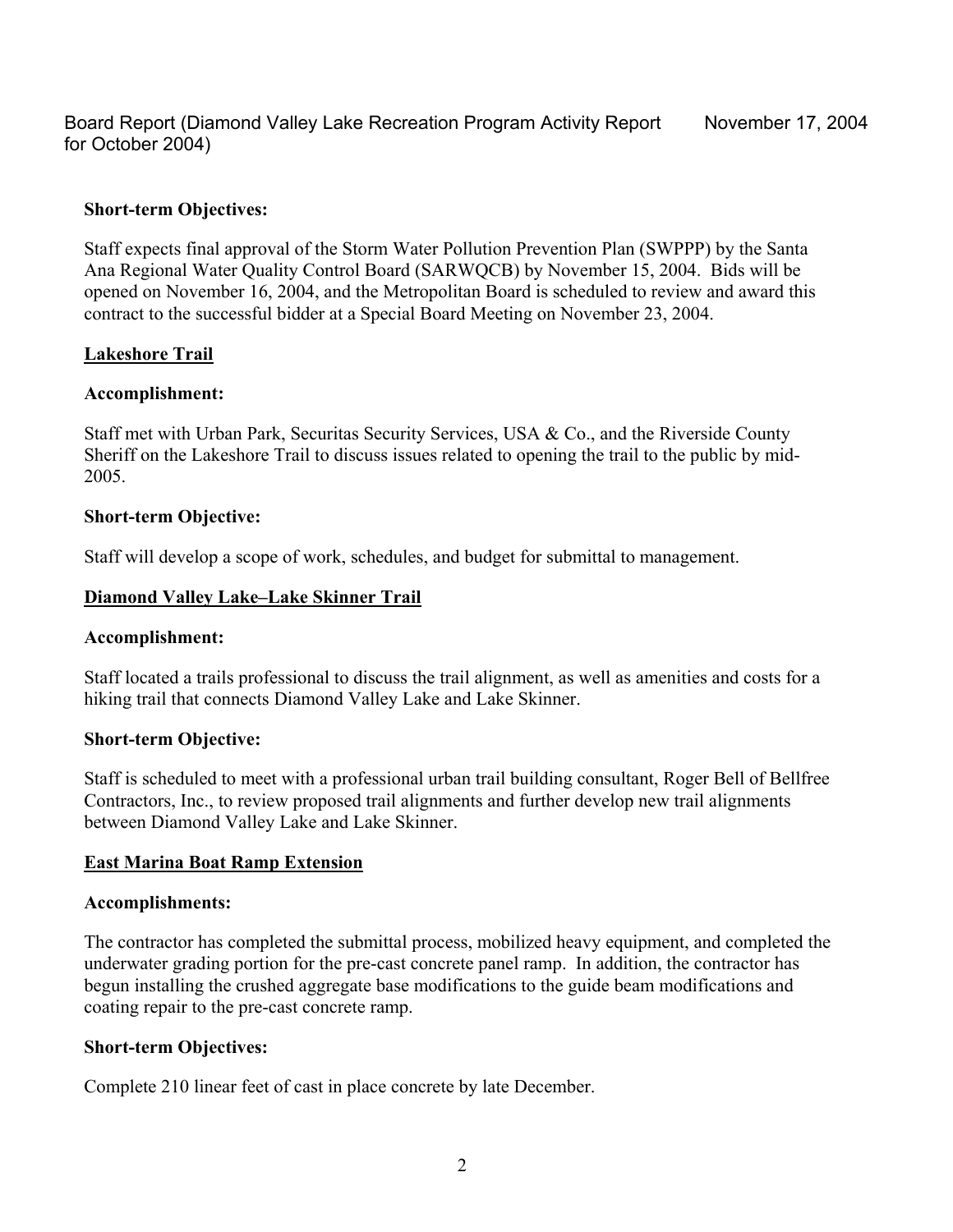**Short-term Objectives:**

Staff expects final approval of the Storm Water Pollution Prevention Plan (SWPPP) by the Santa Ana Regional Water Quality Control Board (SARWQCB) by November 15, 2004. Bids will be opened on November 16, 2004, and the Metropolitan Board is scheduled to review and award this contract to the successful bidder at a Special Board Meeting on November 23, 2004.

**Lakeshore Trail**

**Accomplishment:**

Staff met with Urban Park, Securitas Security Services, USA & Co., and the Riverside County Sheriff on the Lakeshore Trail to discuss issues related to opening the trail to the public by mid-2005.

**Short-term Objective:**

Staff will develop a scope of work, schedules, and budget for submittal to management.

**Diamond Valley Lake–Lake Skinner Trail**

**Accomplishment:**

Staff located a trails professional to discuss the trail alignment, as well as amenities and costs for a hiking trail that connects Diamond Valley Lake and Lake Skinner.

**Short-term Objective:**

Staff is scheduled to meet with a professional urban trail building consultant, Roger Bell of Bellfree Contractors, Inc., to review proposed trail alignments and further develop new trail alignments between Diamond Valley Lake and Lake Skinner.

**East Marina Boat Ramp Extension**

**Accomplishments:**

The contractor has completed the submittal process, mobilized heavy equipment, and completed the underwater grading portion for the pre-cast concrete panel ramp. In addition, the contractor has begun installing the crushed aggregate base modifications to the guide beam modifications and coating repair to the pre-cast concrete ramp.

**Short-term Objectives:**

Complete 210 linear feet of cast in place concrete by late December.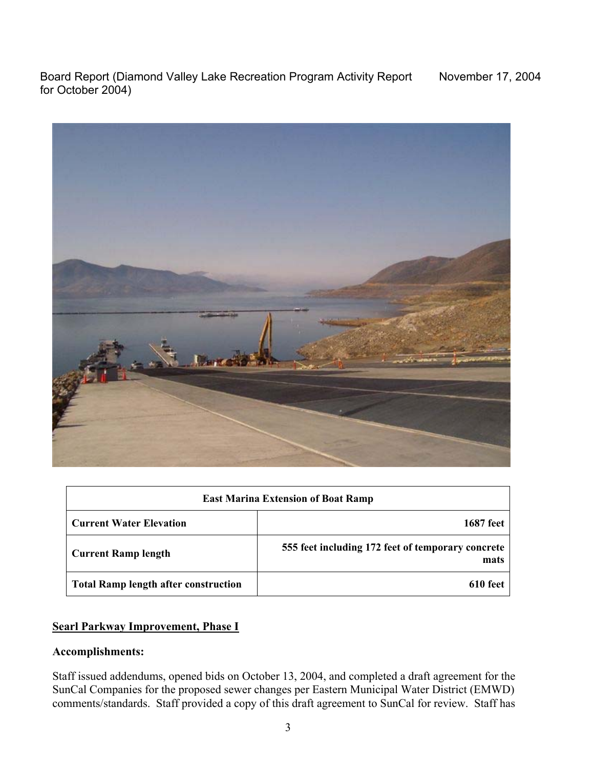| East Marina Extension of Boat Ramp | |
|---|---|
| **Current Water Elevation** | **1687 feet** |
| **Current Ramp length** | **555 feet including 172 feet of temporary concrete mats** |
| **Total Ramp length after construction** | **610 feet** |

## Searl Parkway Improvement, Phase I

### Accomplishments:

Staff issued addendums, opened bids on October 13, 2004, and completed a draft agreement for the SunCal Companies for the proposed sewer changes per Eastern Municipal Water District (EMWD) comments/standards. Staff provided a copy of this draft agreement to SunCal for review. Staff has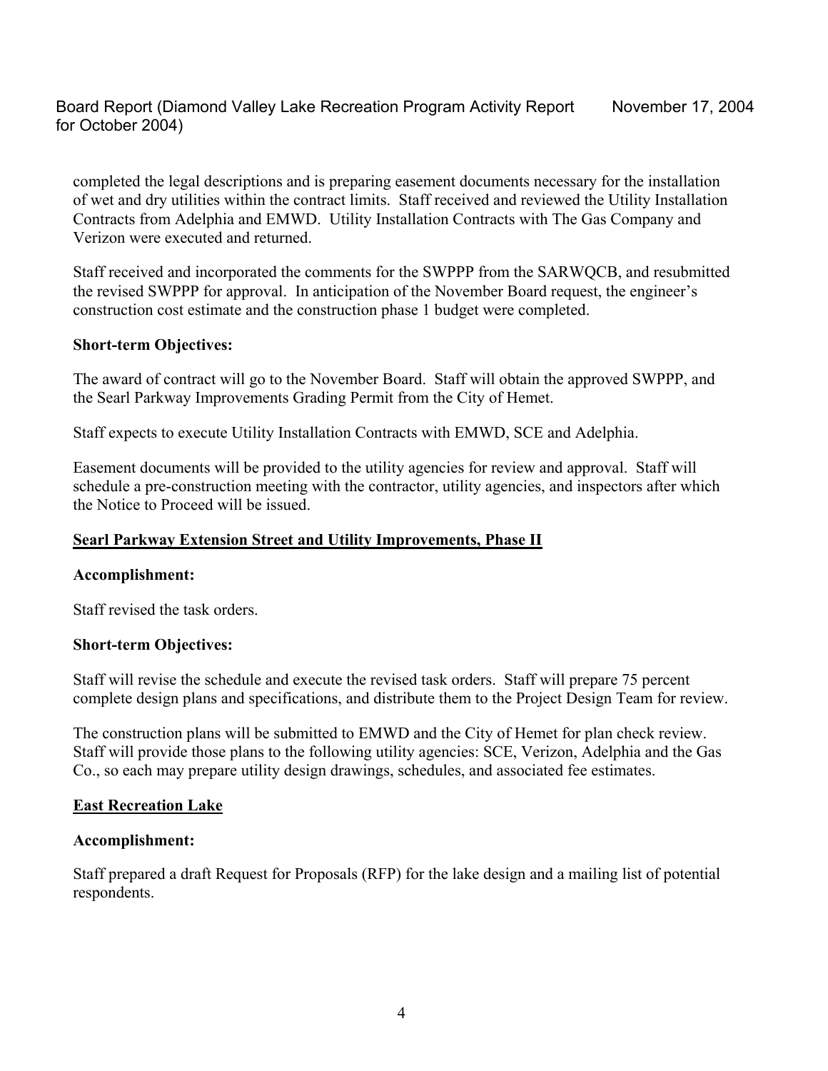completed the legal descriptions and is preparing easement documents necessary for the installation of wet and dry utilities within the contract limits. Staff received and reviewed the Utility Installation Contracts from Adelphia and EMWD. Utility Installation Contracts with The Gas Company and Verizon were executed and returned.

Staff received and incorporated the comments for the SWPPP from the SARWQCB, and resubmitted the revised SWPPP for approval. In anticipation of the November Board request, the engineer's construction cost estimate and the construction phase 1 budget were completed.

**Short-term Objectives:**

The award of contract will go to the November Board. Staff will obtain the approved SWPPP, and the Searl Parkway Improvements Grading Permit from the City of Hemet.

Staff expects to execute Utility Installation Contracts with EMWD, SCE and Adelphia.

Easement documents will be provided to the utility agencies for review and approval. Staff will schedule a pre-construction meeting with the contractor, utility agencies, and inspectors after which the Notice to Proceed will be issued.

**<u>Searl Parkway Extension Street and Utility Improvements, Phase II</u>**

**Accomplishment:**

Staff revised the task orders.

**Short-term Objectives:**

Staff will revise the schedule and execute the revised task orders. Staff will prepare 75 percent complete design plans and specifications, and distribute them to the Project Design Team for review.

The construction plans will be submitted to EMWD and the City of Hemet for plan check review. Staff will provide those plans to the following utility agencies: SCE, Verizon, Adelphia and the Gas Co., so each may prepare utility design drawings, schedules, and associated fee estimates.

**<u>East Recreation Lake</u>**

**Accomplishment:**

Staff prepared a draft Request for Proposals (RFP) for the lake design and a mailing list of potential respondents.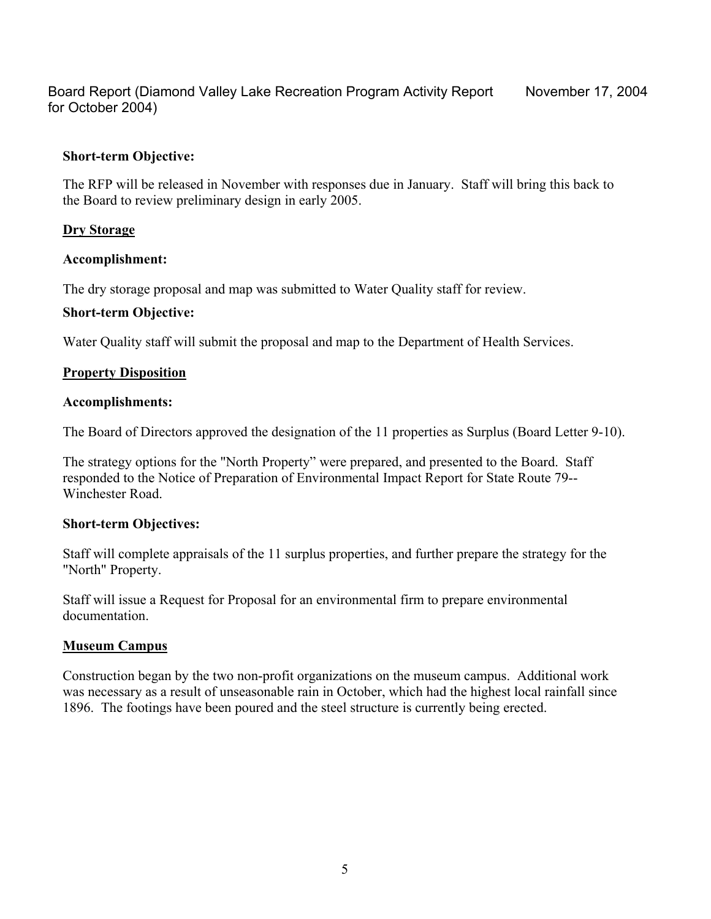**Short-term Objective:**

The RFP will be released in November with responses due in January. Staff will bring this back to the Board to review preliminary design in early 2005.

## Dry Storage

**Accomplishment:**

The dry storage proposal and map was submitted to Water Quality staff for review.

**Short-term Objective:**

Water Quality staff will submit the proposal and map to the Department of Health Services.

## Property Disposition

**Accomplishments:**

The Board of Directors approved the designation of the 11 properties as Surplus (Board Letter 9-10).

The strategy options for the "North Property" were prepared, and presented to the Board. Staff responded to the Notice of Preparation of Environmental Impact Report for State Route 79--Winchester Road.

**Short-term Objectives:**

Staff will complete appraisals of the 11 surplus properties, and further prepare the strategy for the "North" Property.

Staff will issue a Request for Proposal for an environmental firm to prepare environmental documentation.

## Museum Campus

Construction began by the two non-profit organizations on the museum campus. Additional work was necessary as a result of unseasonable rain in October, which had the highest local rainfall since 1896. The footings have been poured and the steel structure is currently being erected.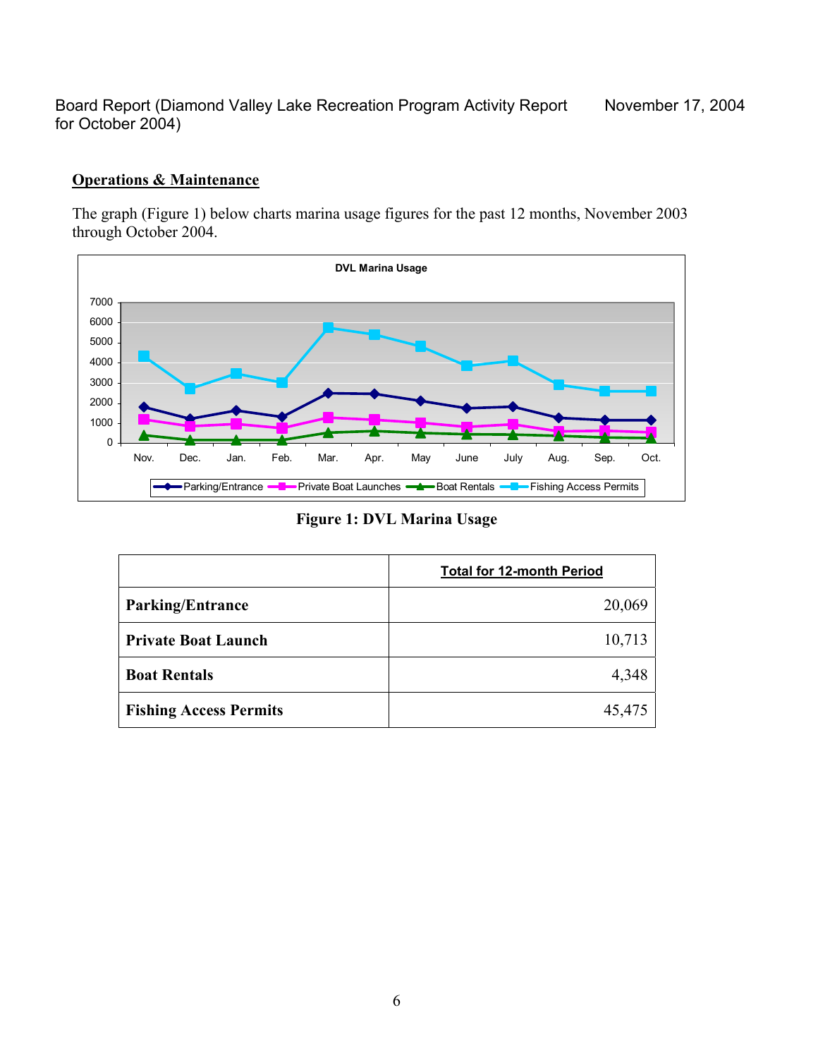Board Report (Diamond Valley Lake Recreation Program Activity Report for October 2004) November 17, 2004

## Operations & Maintenance

The graph (Figure 1) below charts marina usage figures for the past 12 months, November 2003 through October 2004.

DVL Marina Usage

7000
6000
5000
4000
3000
2000
1000
0

Nov. Dec. Jan. Feb. Mar. Apr. May June July Aug. Sep. Oct.

Parking/Entrance
Private Boat Launches
Boat Rentals
Fishing Access Permits

**Figure 1: DVL Marina Usage**

| | Total for 12-month Period |
|---|---:|
| **Parking/Entrance** | 20,069 |
| **Private Boat Launch** | 10,713 |
| **Boat Rentals** | 4,348 |
| **Fishing Access Permits** | 45,475 |